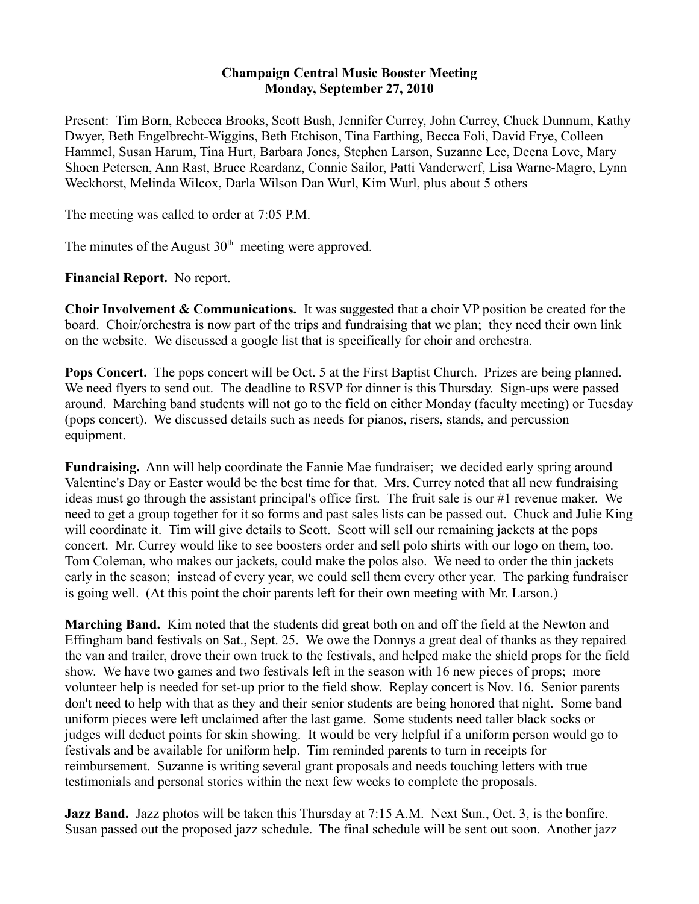**Champaign Central Music Booster Meeting**
**Monday, September 27, 2010**

Present: Tim Born, Rebecca Brooks, Scott Bush, Jennifer Currey, John Currey, Chuck Dunnum, Kathy Dwyer, Beth Engelbrecht-Wiggins, Beth Etchison, Tina Farthing, Becca Foli, David Frye, Colleen Hammel, Susan Harum, Tina Hurt, Barbara Jones, Stephen Larson, Suzanne Lee, Deena Love, Mary Shoen Petersen, Ann Rast, Bruce Reardanz, Connie Sailor, Patti Vanderwerf, Lisa Warne-Magro, Lynn Weckhorst, Melinda Wilcox, Darla Wilson Dan Wurl, Kim Wurl, plus about 5 others

The meeting was called to order at 7:05 P.M.

The minutes of the August 30th meeting were approved.

**Financial Report.** No report.

**Choir Involvement & Communications.** It was suggested that a choir VP position be created for the board. Choir/orchestra is now part of the trips and fundraising that we plan; they need their own link on the website. We discussed a google list that is specifically for choir and orchestra.

**Pops Concert.** The pops concert will be Oct. 5 at the First Baptist Church. Prizes are being planned. We need flyers to send out. The deadline to RSVP for dinner is this Thursday. Sign-ups were passed around. Marching band students will not go to the field on either Monday (faculty meeting) or Tuesday (pops concert). We discussed details such as needs for pianos, risers, stands, and percussion equipment.

**Fundraising.** Ann will help coordinate the Fannie Mae fundraiser; we decided early spring around Valentine's Day or Easter would be the best time for that. Mrs. Currey noted that all new fundraising ideas must go through the assistant principal's office first. The fruit sale is our #1 revenue maker. We need to get a group together for it so forms and past sales lists can be passed out. Chuck and Julie King will coordinate it. Tim will give details to Scott. Scott will sell our remaining jackets at the pops concert. Mr. Currey would like to see boosters order and sell polo shirts with our logo on them, too. Tom Coleman, who makes our jackets, could make the polos also. We need to order the thin jackets early in the season; instead of every year, we could sell them every other year. The parking fundraiser is going well. (At this point the choir parents left for their own meeting with Mr. Larson.)

**Marching Band.** Kim noted that the students did great both on and off the field at the Newton and Effingham band festivals on Sat., Sept. 25. We owe the Donnys a great deal of thanks as they repaired the van and trailer, drove their own truck to the festivals, and helped make the shield props for the field show. We have two games and two festivals left in the season with 16 new pieces of props; more volunteer help is needed for set-up prior to the field show. Replay concert is Nov. 16. Senior parents don't need to help with that as they and their senior students are being honored that night. Some band uniform pieces were left unclaimed after the last game. Some students need taller black socks or judges will deduct points for skin showing. It would be very helpful if a uniform person would go to festivals and be available for uniform help. Tim reminded parents to turn in receipts for reimbursement. Suzanne is writing several grant proposals and needs touching letters with true testimonials and personal stories within the next few weeks to complete the proposals.

**Jazz Band.** Jazz photos will be taken this Thursday at 7:15 A.M. Next Sun., Oct. 3, is the bonfire. Susan passed out the proposed jazz schedule. The final schedule will be sent out soon. Another jazz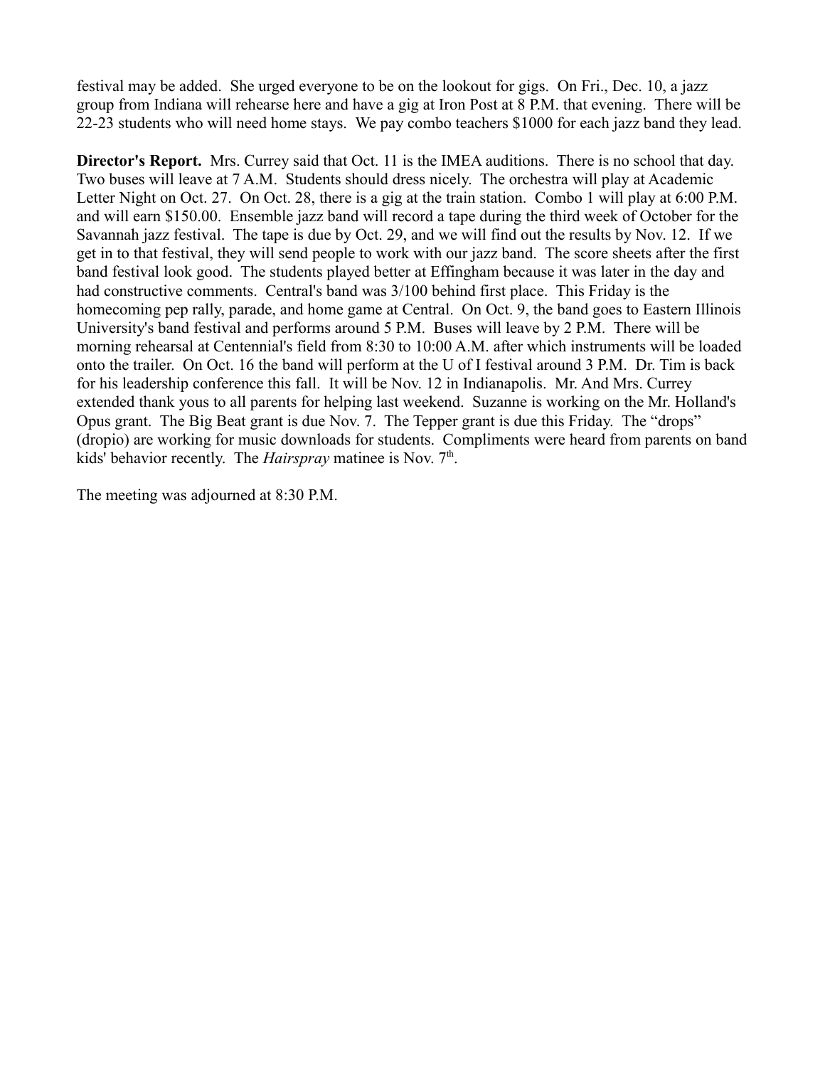festival may be added. She urged everyone to be on the lookout for gigs. On Fri., Dec. 10, a jazz group from Indiana will rehearse here and have a gig at Iron Post at 8 P.M. that evening. There will be 22-23 students who will need home stays. We pay combo teachers $1000 for each jazz band they lead.

**Director's Report.** Mrs. Currey said that Oct. 11 is the IMEA auditions. There is no school that day. Two buses will leave at 7 A.M. Students should dress nicely. The orchestra will play at Academic Letter Night on Oct. 27. On Oct. 28, there is a gig at the train station. Combo 1 will play at 6:00 P.M. and will earn $150.00. Ensemble jazz band will record a tape during the third week of October for the Savannah jazz festival. The tape is due by Oct. 29, and we will find out the results by Nov. 12. If we get in to that festival, they will send people to work with our jazz band. The score sheets after the first band festival look good. The students played better at Effingham because it was later in the day and had constructive comments. Central's band was 3/100 behind first place. This Friday is the homecoming pep rally, parade, and home game at Central. On Oct. 9, the band goes to Eastern Illinois University's band festival and performs around 5 P.M. Buses will leave by 2 P.M. There will be morning rehearsal at Centennial's field from 8:30 to 10:00 A.M. after which instruments will be loaded onto the trailer. On Oct. 16 the band will perform at the U of I festival around 3 P.M. Dr. Tim is back for his leadership conference this fall. It will be Nov. 12 in Indianapolis. Mr. And Mrs. Currey extended thank yous to all parents for helping last weekend. Suzanne is working on the Mr. Holland's Opus grant. The Big Beat grant is due Nov. 7. The Tepper grant is due this Friday. The "drops" (dropio) are working for music downloads for students. Compliments were heard from parents on band kids' behavior recently. The *Hairspray* matinee is Nov. 7th.

The meeting was adjourned at 8:30 P.M.